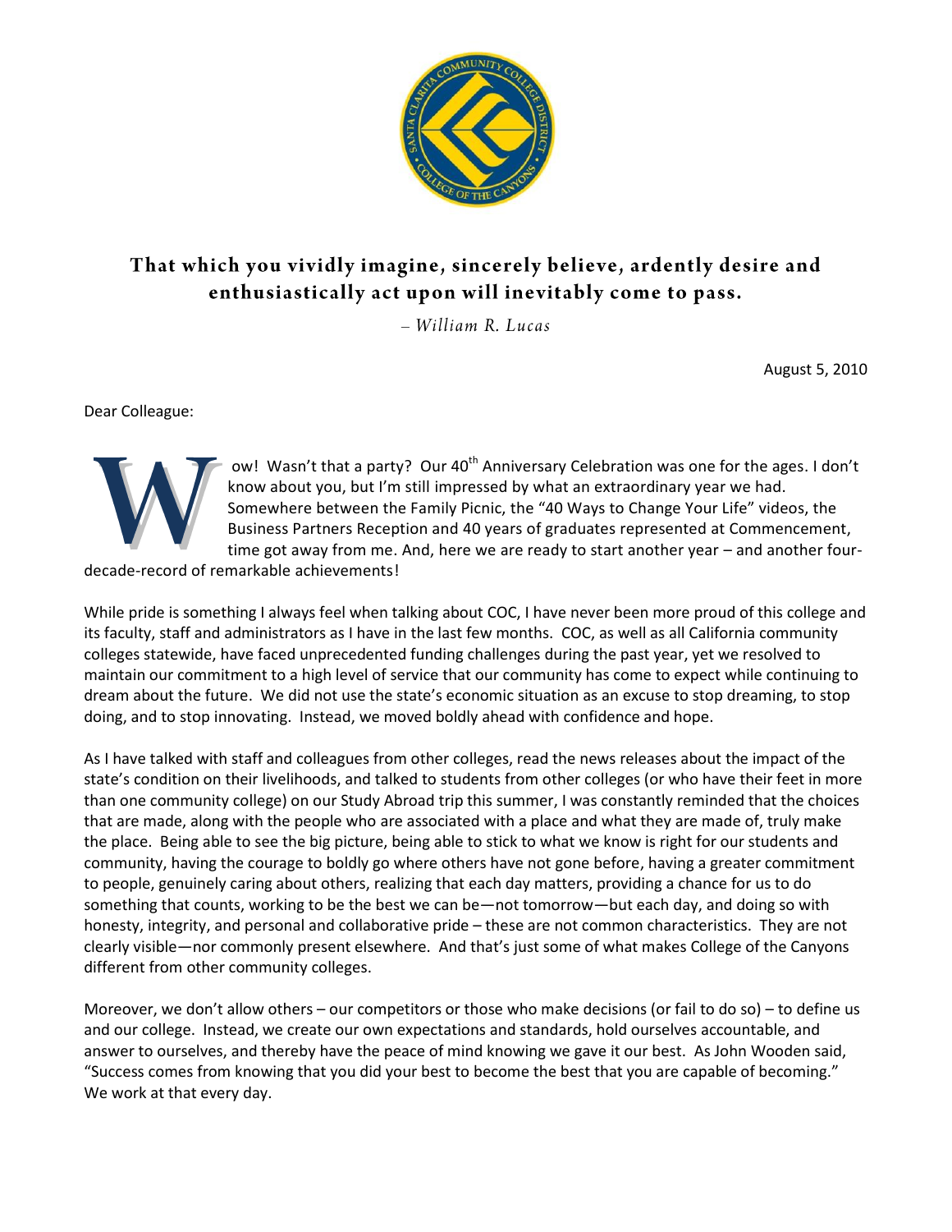**That which you vividly imagine, sincerely believe, ardently desire and enthusiastically act upon will inevitably come to pass.**

*– William R. Lucas*

August 5, 2010

Dear Colleague:

Wow! Wasn't that a party? Our 40th Anniversary Celebration was one for the ages. I don't know about you, but I'm still impressed by what an extraordinary year we had. Somewhere between the Family Picnic, the "40 Ways to Change Your Life" videos, the Business Partners Reception and 40 years of graduates represented at Commencement, time got away from me. And, here we are ready to start another year – and another four-decade-record of remarkable achievements!

While pride is something I always feel when talking about COC, I have never been more proud of this college and its faculty, staff and administrators as I have in the last few months. COC, as well as all California community colleges statewide, have faced unprecedented funding challenges during the past year, yet we resolved to maintain our commitment to a high level of service that our community has come to expect while continuing to dream about the future. We did not use the state's economic situation as an excuse to stop dreaming, to stop doing, and to stop innovating. Instead, we moved boldly ahead with confidence and hope.

As I have talked with staff and colleagues from other colleges, read the news releases about the impact of the state's condition on their livelihoods, and talked to students from other colleges (or who have their feet in more than one community college) on our Study Abroad trip this summer, I was constantly reminded that the choices that are made, along with the people who are associated with a place and what they are made of, truly make the place. Being able to see the big picture, being able to stick to what we know is right for our students and community, having the courage to boldly go where others have not gone before, having a greater commitment to people, genuinely caring about others, realizing that each day matters, providing a chance for us to do something that counts, working to be the best we can be—not tomorrow—but each day, and doing so with honesty, integrity, and personal and collaborative pride – these are not common characteristics. They are not clearly visible—nor commonly present elsewhere. And that's just some of what makes College of the Canyons different from other community colleges.

Moreover, we don't allow others – our competitors or those who make decisions (or fail to do so) – to define us and our college. Instead, we create our own expectations and standards, hold ourselves accountable, and answer to ourselves, and thereby have the peace of mind knowing we gave it our best. As John Wooden said, "Success comes from knowing that you did your best to become the best that you are capable of becoming." We work at that every day.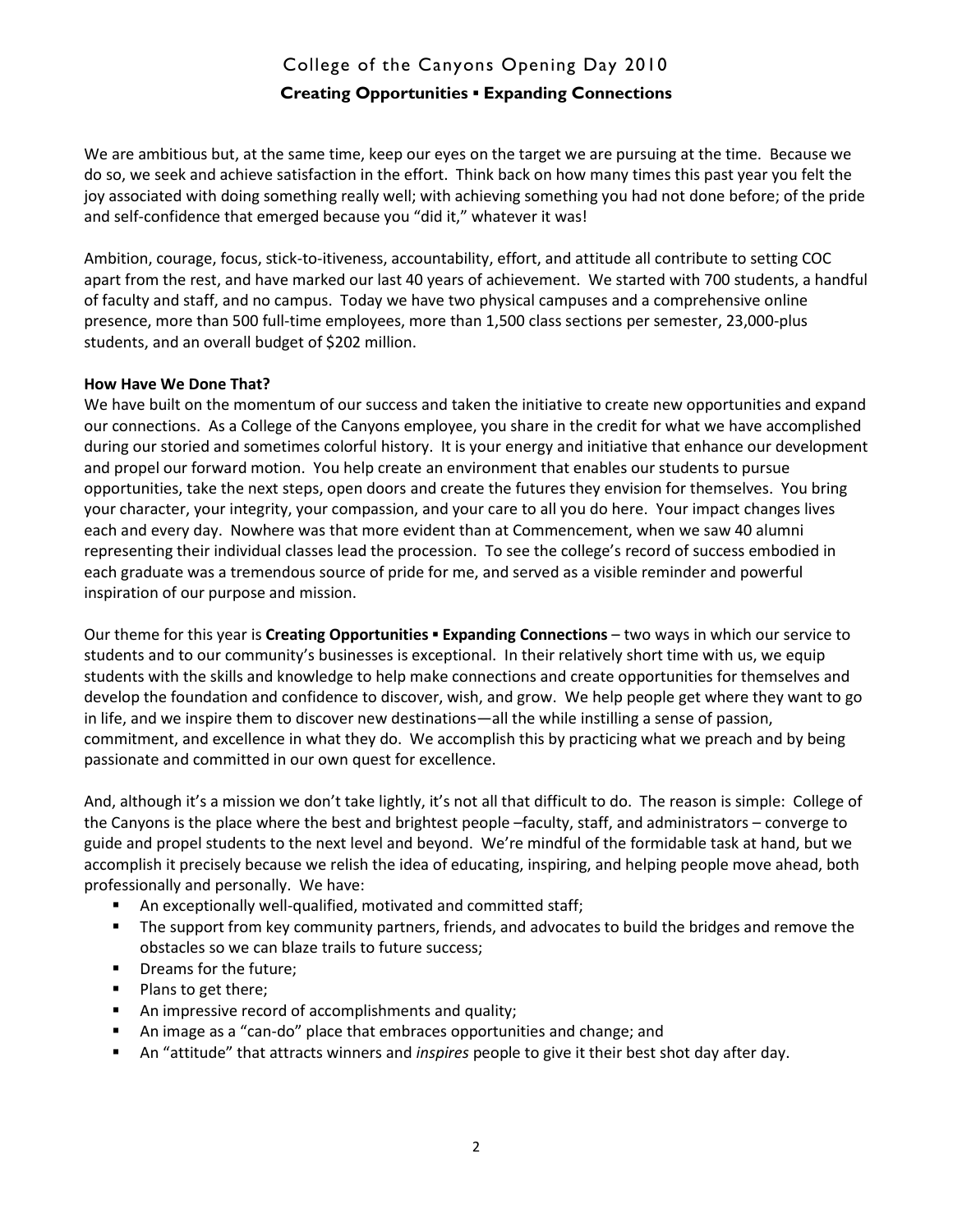# College of the Canyons Opening Day 2010

## Creating Opportunities ▪ Expanding Connections

We are ambitious but, at the same time, keep our eyes on the target we are pursuing at the time. Because we do so, we seek and achieve satisfaction in the effort. Think back on how many times this past year you felt the joy associated with doing something really well; with achieving something you had not done before; of the pride and self-confidence that emerged because you "did it," whatever it was!

Ambition, courage, focus, stick-to-itiveness, accountability, effort, and attitude all contribute to setting COC apart from the rest, and have marked our last 40 years of achievement. We started with 700 students, a handful of faculty and staff, and no campus. Today we have two physical campuses and a comprehensive online presence, more than 500 full-time employees, more than 1,500 class sections per semester, 23,000-plus students, and an overall budget of $202 million.

**How Have We Done That?**

We have built on the momentum of our success and taken the initiative to create new opportunities and expand our connections. As a College of the Canyons employee, you share in the credit for what we have accomplished during our storied and sometimes colorful history. It is your energy and initiative that enhance our development and propel our forward motion. You help create an environment that enables our students to pursue opportunities, take the next steps, open doors and create the futures they envision for themselves. You bring your character, your integrity, your compassion, and your care to all you do here. Your impact changes lives each and every day. Nowhere was that more evident than at Commencement, when we saw 40 alumni representing their individual classes lead the procession. To see the college's record of success embodied in each graduate was a tremendous source of pride for me, and served as a visible reminder and powerful inspiration of our purpose and mission.

Our theme for this year is **Creating Opportunities ▪ Expanding Connections** – two ways in which our service to students and to our community's businesses is exceptional. In their relatively short time with us, we equip students with the skills and knowledge to help make connections and create opportunities for themselves and develop the foundation and confidence to discover, wish, and grow. We help people get where they want to go in life, and we inspire them to discover new destinations—all the while instilling a sense of passion, commitment, and excellence in what they do. We accomplish this by practicing what we preach and by being passionate and committed in our own quest for excellence.

And, although it's a mission we don't take lightly, it's not all that difficult to do. The reason is simple: College of the Canyons is the place where the best and brightest people –faculty, staff, and administrators – converge to guide and propel students to the next level and beyond. We're mindful of the formidable task at hand, but we accomplish it precisely because we relish the idea of educating, inspiring, and helping people move ahead, both professionally and personally. We have:

- An exceptionally well-qualified, motivated and committed staff;
- The support from key community partners, friends, and advocates to build the bridges and remove the obstacles so we can blaze trails to future success;
- Dreams for the future;
- Plans to get there;
- An impressive record of accomplishments and quality;
- An image as a "can-do" place that embraces opportunities and change; and
- An "attitude" that attracts winners and *inspires* people to give it their best shot day after day.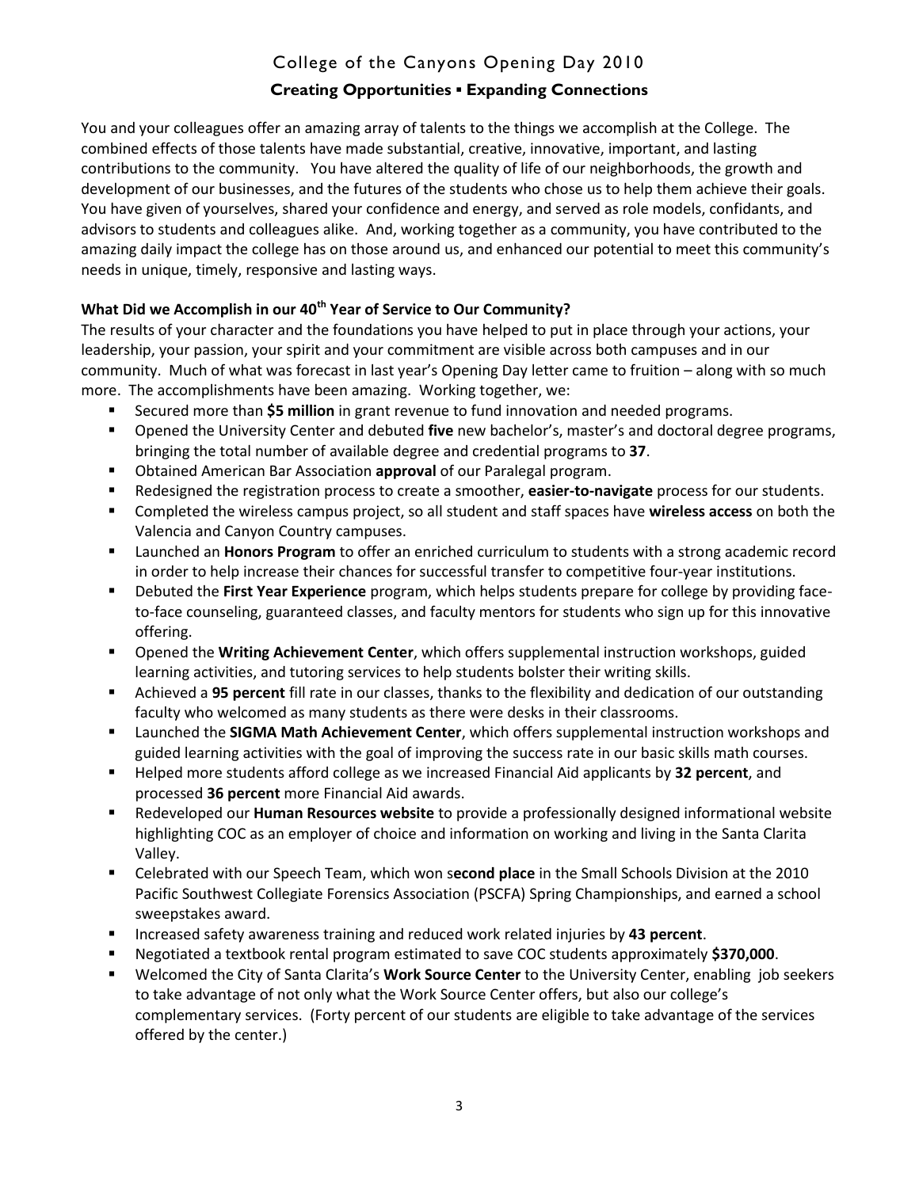## College of the Canyons Opening Day 2010

### Creating Opportunities ▪ Expanding Connections

You and your colleagues offer an amazing array of talents to the things we accomplish at the College. The combined effects of those talents have made substantial, creative, innovative, important, and lasting contributions to the community. You have altered the quality of life of our neighborhoods, the growth and development of our businesses, and the futures of the students who chose us to help them achieve their goals. You have given of yourselves, shared your confidence and energy, and served as role models, confidants, and advisors to students and colleagues alike. And, working together as a community, you have contributed to the amazing daily impact the college has on those around us, and enhanced our potential to meet this community's needs in unique, timely, responsive and lasting ways.

**What Did we Accomplish in our 40th Year of Service to Our Community?**

The results of your character and the foundations you have helped to put in place through your actions, your leadership, your passion, your spirit and your commitment are visible across both campuses and in our community. Much of what was forecast in last year's Opening Day letter came to fruition – along with so much more. The accomplishments have been amazing. Working together, we:

- Secured more than **$5 million** in grant revenue to fund innovation and needed programs.
- Opened the University Center and debuted **five** new bachelor's, master's and doctoral degree programs, bringing the total number of available degree and credential programs to **37**.
- Obtained American Bar Association **approval** of our Paralegal program.
- Redesigned the registration process to create a smoother, **easier-to-navigate** process for our students.
- Completed the wireless campus project, so all student and staff spaces have **wireless access** on both the Valencia and Canyon Country campuses.
- Launched an **Honors Program** to offer an enriched curriculum to students with a strong academic record in order to help increase their chances for successful transfer to competitive four-year institutions.
- Debuted the **First Year Experience** program, which helps students prepare for college by providing face-to-face counseling, guaranteed classes, and faculty mentors for students who sign up for this innovative offering.
- Opened the **Writing Achievement Center**, which offers supplemental instruction workshops, guided learning activities, and tutoring services to help students bolster their writing skills.
- Achieved a **95 percent** fill rate in our classes, thanks to the flexibility and dedication of our outstanding faculty who welcomed as many students as there were desks in their classrooms.
- Launched the **SIGMA Math Achievement Center**, which offers supplemental instruction workshops and guided learning activities with the goal of improving the success rate in our basic skills math courses.
- Helped more students afford college as we increased Financial Aid applicants by **32 percent**, and processed **36 percent** more Financial Aid awards.
- Redeveloped our **Human Resources website** to provide a professionally designed informational website highlighting COC as an employer of choice and information on working and living in the Santa Clarita Valley.
- Celebrated with our Speech Team, which won s**econd place** in the Small Schools Division at the 2010 Pacific Southwest Collegiate Forensics Association (PSCFA) Spring Championships, and earned a school sweepstakes award.
- Increased safety awareness training and reduced work related injuries by **43 percent**.
- Negotiated a textbook rental program estimated to save COC students approximately **$370,000**.
- Welcomed the City of Santa Clarita's **Work Source Center** to the University Center, enabling job seekers to take advantage of not only what the Work Source Center offers, but also our college's complementary services. (Forty percent of our students are eligible to take advantage of the services offered by the center.)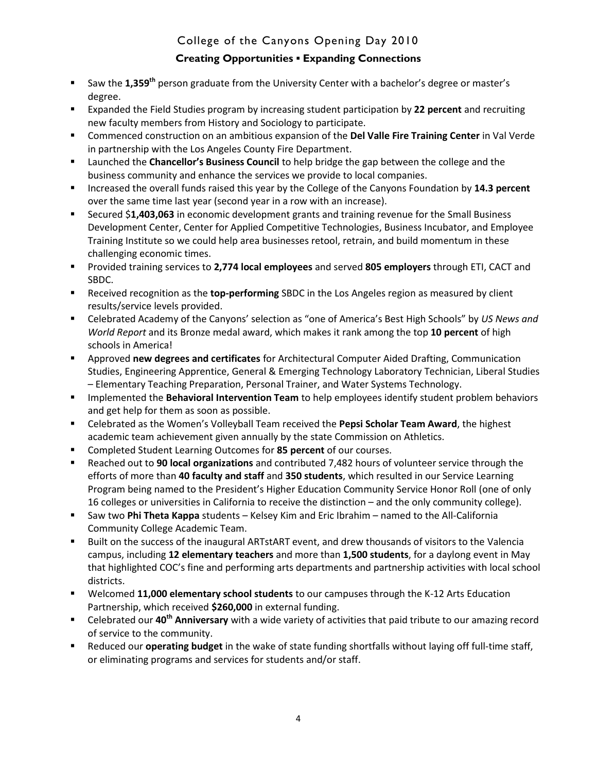College of the Canyons Opening Day 2010

**Creating Opportunities ▪ Expanding Connections**

- Saw the **1,359th** person graduate from the University Center with a bachelor's degree or master's degree.
- Expanded the Field Studies program by increasing student participation by **22 percent** and recruiting new faculty members from History and Sociology to participate.
- Commenced construction on an ambitious expansion of the **Del Valle Fire Training Center** in Val Verde in partnership with the Los Angeles County Fire Department.
- Launched the **Chancellor's Business Council** to help bridge the gap between the college and the business community and enhance the services we provide to local companies.
- Increased the overall funds raised this year by the College of the Canyons Foundation by **14.3 percent** over the same time last year (second year in a row with an increase).
- Secured $**1,403,063** in economic development grants and training revenue for the Small Business Development Center, Center for Applied Competitive Technologies, Business Incubator, and Employee Training Institute so we could help area businesses retool, retrain, and build momentum in these challenging economic times.
- Provided training services to **2,774 local employees** and served **805 employers** through ETI, CACT and SBDC.
- Received recognition as the **top-performing** SBDC in the Los Angeles region as measured by client results/service levels provided.
- Celebrated Academy of the Canyons' selection as "one of America's Best High Schools" by *US News and World Report* and its Bronze medal award, which makes it rank among the top **10 percent** of high schools in America!
- Approved **new degrees and certificates** for Architectural Computer Aided Drafting, Communication Studies, Engineering Apprentice, General & Emerging Technology Laboratory Technician, Liberal Studies – Elementary Teaching Preparation, Personal Trainer, and Water Systems Technology.
- Implemented the **Behavioral Intervention Team** to help employees identify student problem behaviors and get help for them as soon as possible.
- Celebrated as the Women's Volleyball Team received the **Pepsi Scholar Team Award**, the highest academic team achievement given annually by the state Commission on Athletics.
- Completed Student Learning Outcomes for **85 percent** of our courses.
- Reached out to **90 local organizations** and contributed 7,482 hours of volunteer service through the efforts of more than **40 faculty and staff** and **350 students**, which resulted in our Service Learning Program being named to the President's Higher Education Community Service Honor Roll (one of only 16 colleges or universities in California to receive the distinction – and the only community college).
- Saw two **Phi Theta Kappa** students – Kelsey Kim and Eric Ibrahim – named to the All-California Community College Academic Team.
- Built on the success of the inaugural ARTstART event, and drew thousands of visitors to the Valencia campus, including **12 elementary teachers** and more than **1,500 students**, for a daylong event in May that highlighted COC's fine and performing arts departments and partnership activities with local school districts.
- Welcomed **11,000 elementary school students** to our campuses through the K-12 Arts Education Partnership, which received **$260,000** in external funding.
- Celebrated our **40th Anniversary** with a wide variety of activities that paid tribute to our amazing record of service to the community.
- Reduced our **operating budget** in the wake of state funding shortfalls without laying off full-time staff, or eliminating programs and services for students and/or staff.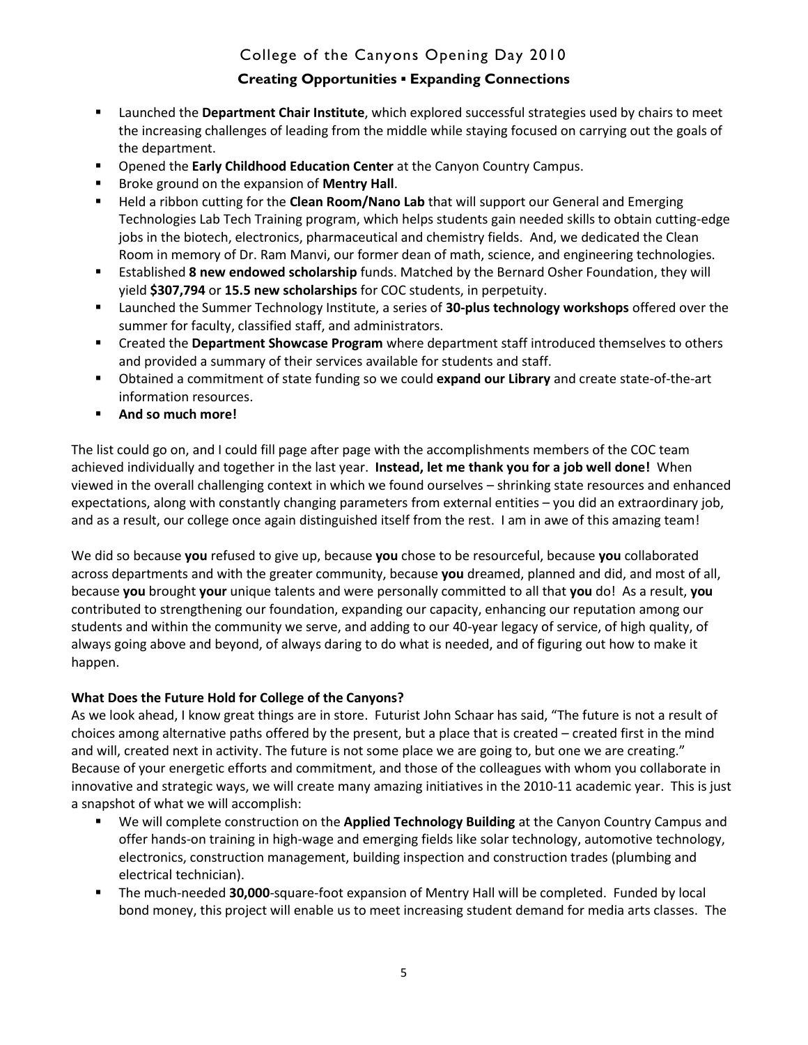- Launched the **Department Chair Institute**, which explored successful strategies used by chairs to meet the increasing challenges of leading from the middle while staying focused on carrying out the goals of the department.
- Opened the **Early Childhood Education Center** at the Canyon Country Campus.
- Broke ground on the expansion of **Mentry Hall**.
- Held a ribbon cutting for the **Clean Room/Nano Lab** that will support our General and Emerging Technologies Lab Tech Training program, which helps students gain needed skills to obtain cutting-edge jobs in the biotech, electronics, pharmaceutical and chemistry fields. And, we dedicated the Clean Room in memory of Dr. Ram Manvi, our former dean of math, science, and engineering technologies.
- Established **8 new endowed scholarship** funds. Matched by the Bernard Osher Foundation, they will yield **$307,794** or **15.5 new scholarships** for COC students, in perpetuity.
- Launched the Summer Technology Institute, a series of **30-plus technology workshops** offered over the summer for faculty, classified staff, and administrators.
- Created the **Department Showcase Program** where department staff introduced themselves to others and provided a summary of their services available for students and staff.
- Obtained a commitment of state funding so we could **expand our Library** and create state-of-the-art information resources.
- **And so much more!**

The list could go on, and I could fill page after page with the accomplishments members of the COC team achieved individually and together in the last year. **Instead, let me thank you for a job well done!** When viewed in the overall challenging context in which we found ourselves – shrinking state resources and enhanced expectations, along with constantly changing parameters from external entities – you did an extraordinary job, and as a result, our college once again distinguished itself from the rest. I am in awe of this amazing team!

We did so because **you** refused to give up, because **you** chose to be resourceful, because **you** collaborated across departments and with the greater community, because **you** dreamed, planned and did, and most of all, because **you** brought **your** unique talents and were personally committed to all that **you** do! As a result, **you** contributed to strengthening our foundation, expanding our capacity, enhancing our reputation among our students and within the community we serve, and adding to our 40-year legacy of service, of high quality, of always going above and beyond, of always daring to do what is needed, and of figuring out how to make it happen.

**What Does the Future Hold for College of the Canyons?**

As we look ahead, I know great things are in store. Futurist John Schaar has said, "The future is not a result of choices among alternative paths offered by the present, but a place that is created – created first in the mind and will, created next in activity. The future is not some place we are going to, but one we are creating." Because of your energetic efforts and commitment, and those of the colleagues with whom you collaborate in innovative and strategic ways, we will create many amazing initiatives in the 2010-11 academic year. This is just a snapshot of what we will accomplish:

- We will complete construction on the **Applied Technology Building** at the Canyon Country Campus and offer hands-on training in high-wage and emerging fields like solar technology, automotive technology, electronics, construction management, building inspection and construction trades (plumbing and electrical technician).
- The much-needed **30,000**-square-foot expansion of Mentry Hall will be completed. Funded by local bond money, this project will enable us to meet increasing student demand for media arts classes. The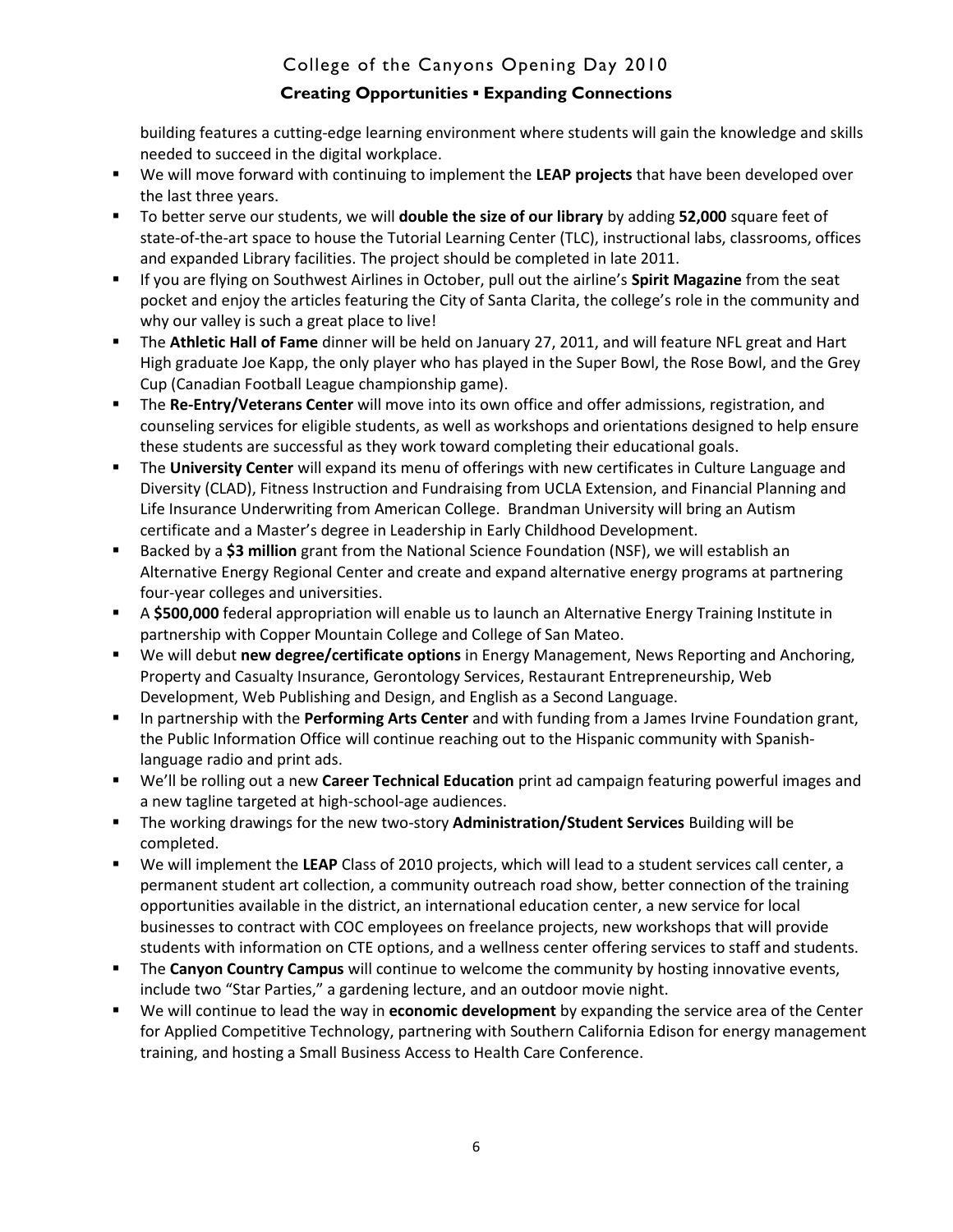building features a cutting-edge learning environment where students will gain the knowledge and skills needed to succeed in the digital workplace.

- We will move forward with continuing to implement the **LEAP projects** that have been developed over the last three years.
- To better serve our students, we will **double the size of our library** by adding **52,000** square feet of state-of-the-art space to house the Tutorial Learning Center (TLC), instructional labs, classrooms, offices and expanded Library facilities. The project should be completed in late 2011.
- If you are flying on Southwest Airlines in October, pull out the airline's **Spirit Magazine** from the seat pocket and enjoy the articles featuring the City of Santa Clarita, the college's role in the community and why our valley is such a great place to live!
- The **Athletic Hall of Fame** dinner will be held on January 27, 2011, and will feature NFL great and Hart High graduate Joe Kapp, the only player who has played in the Super Bowl, the Rose Bowl, and the Grey Cup (Canadian Football League championship game).
- The **Re-Entry/Veterans Center** will move into its own office and offer admissions, registration, and counseling services for eligible students, as well as workshops and orientations designed to help ensure these students are successful as they work toward completing their educational goals.
- The **University Center** will expand its menu of offerings with new certificates in Culture Language and Diversity (CLAD), Fitness Instruction and Fundraising from UCLA Extension, and Financial Planning and Life Insurance Underwriting from American College. Brandman University will bring an Autism certificate and a Master's degree in Leadership in Early Childhood Development.
- Backed by a **$3 million** grant from the National Science Foundation (NSF), we will establish an Alternative Energy Regional Center and create and expand alternative energy programs at partnering four-year colleges and universities.
- A **$500,000** federal appropriation will enable us to launch an Alternative Energy Training Institute in partnership with Copper Mountain College and College of San Mateo.
- We will debut **new degree/certificate options** in Energy Management, News Reporting and Anchoring, Property and Casualty Insurance, Gerontology Services, Restaurant Entrepreneurship, Web Development, Web Publishing and Design, and English as a Second Language.
- In partnership with the **Performing Arts Center** and with funding from a James Irvine Foundation grant, the Public Information Office will continue reaching out to the Hispanic community with Spanish-language radio and print ads.
- We'll be rolling out a new **Career Technical Education** print ad campaign featuring powerful images and a new tagline targeted at high-school-age audiences.
- The working drawings for the new two-story **Administration/Student Services** Building will be completed.
- We will implement the **LEAP** Class of 2010 projects, which will lead to a student services call center, a permanent student art collection, a community outreach road show, better connection of the training opportunities available in the district, an international education center, a new service for local businesses to contract with COC employees on freelance projects, new workshops that will provide students with information on CTE options, and a wellness center offering services to staff and students.
- The **Canyon Country Campus** will continue to welcome the community by hosting innovative events, include two "Star Parties," a gardening lecture, and an outdoor movie night.
- We will continue to lead the way in **economic development** by expanding the service area of the Center for Applied Competitive Technology, partnering with Southern California Edison for energy management training, and hosting a Small Business Access to Health Care Conference.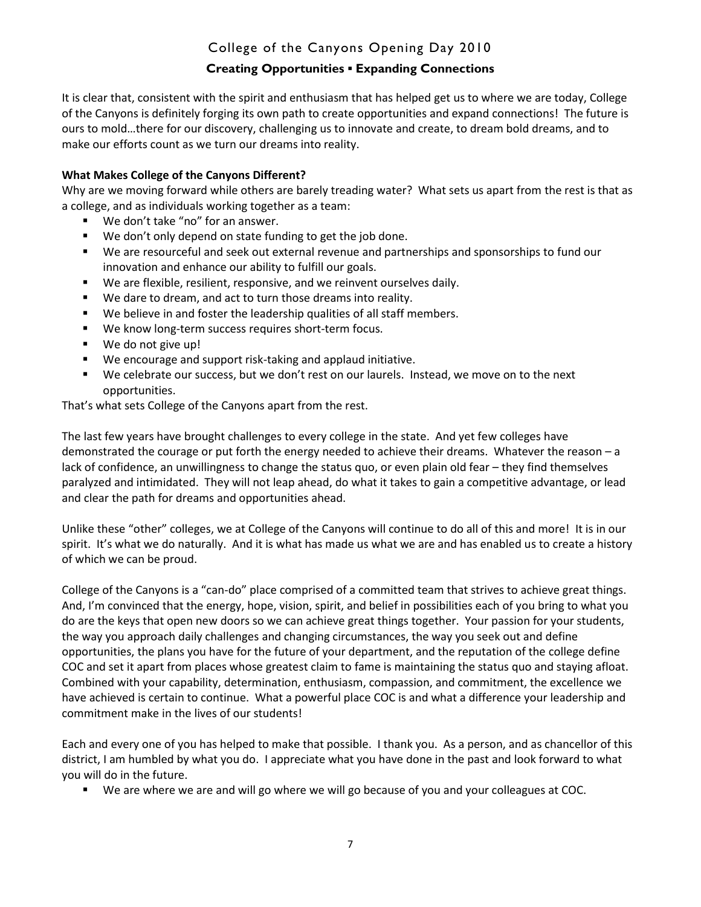It is clear that, consistent with the spirit and enthusiasm that has helped get us to where we are today, College of the Canyons is definitely forging its own path to create opportunities and expand connections! The future is ours to mold…there for our discovery, challenging us to innovate and create, to dream bold dreams, and to make our efforts count as we turn our dreams into reality.

**What Makes College of the Canyons Different?**

Why are we moving forward while others are barely treading water? What sets us apart from the rest is that as a college, and as individuals working together as a team:

- We don't take "no" for an answer.
- We don't only depend on state funding to get the job done.
- We are resourceful and seek out external revenue and partnerships and sponsorships to fund our innovation and enhance our ability to fulfill our goals.
- We are flexible, resilient, responsive, and we reinvent ourselves daily.
- We dare to dream, and act to turn those dreams into reality.
- We believe in and foster the leadership qualities of all staff members.
- We know long-term success requires short-term focus.
- We do not give up!
- We encourage and support risk-taking and applaud initiative.
- We celebrate our success, but we don't rest on our laurels. Instead, we move on to the next opportunities.

That's what sets College of the Canyons apart from the rest.

The last few years have brought challenges to every college in the state. And yet few colleges have demonstrated the courage or put forth the energy needed to achieve their dreams. Whatever the reason – a lack of confidence, an unwillingness to change the status quo, or even plain old fear – they find themselves paralyzed and intimidated. They will not leap ahead, do what it takes to gain a competitive advantage, or lead and clear the path for dreams and opportunities ahead.

Unlike these "other" colleges, we at College of the Canyons will continue to do all of this and more! It is in our spirit. It's what we do naturally. And it is what has made us what we are and has enabled us to create a history of which we can be proud.

College of the Canyons is a "can-do" place comprised of a committed team that strives to achieve great things. And, I'm convinced that the energy, hope, vision, spirit, and belief in possibilities each of you bring to what you do are the keys that open new doors so we can achieve great things together. Your passion for your students, the way you approach daily challenges and changing circumstances, the way you seek out and define opportunities, the plans you have for the future of your department, and the reputation of the college define COC and set it apart from places whose greatest claim to fame is maintaining the status quo and staying afloat. Combined with your capability, determination, enthusiasm, compassion, and commitment, the excellence we have achieved is certain to continue. What a powerful place COC is and what a difference your leadership and commitment make in the lives of our students!

Each and every one of you has helped to make that possible. I thank you. As a person, and as chancellor of this district, I am humbled by what you do. I appreciate what you have done in the past and look forward to what you will do in the future.

- We are where we are and will go where we will go because of you and your colleagues at COC.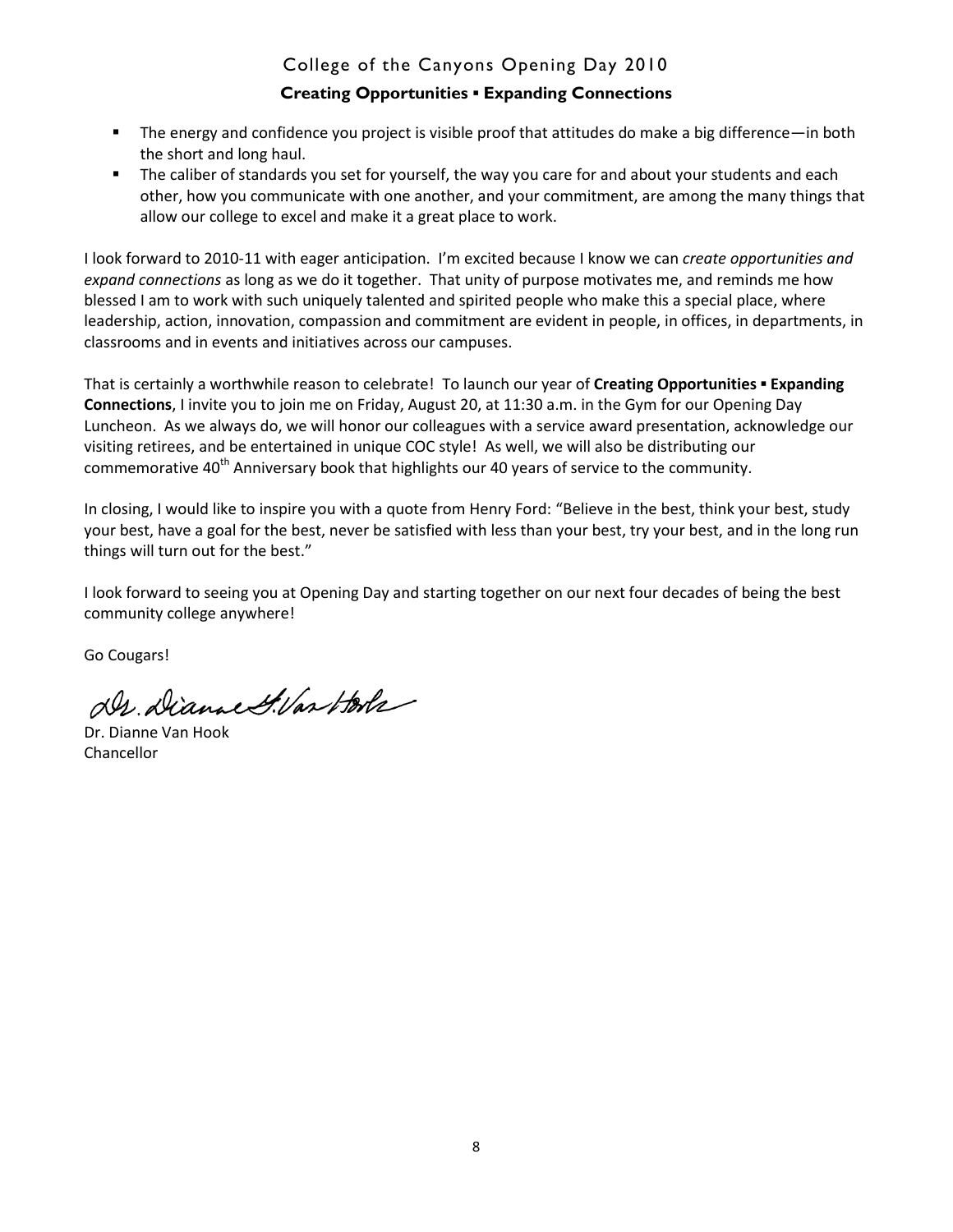- The energy and confidence you project is visible proof that attitudes do make a big difference—in both the short and long haul.
- The caliber of standards you set for yourself, the way you care for and about your students and each other, how you communicate with one another, and your commitment, are among the many things that allow our college to excel and make it a great place to work.

I look forward to 2010-11 with eager anticipation. I'm excited because I know we can *create opportunities and expand connections* as long as we do it together. That unity of purpose motivates me, and reminds me how blessed I am to work with such uniquely talented and spirited people who make this a special place, where leadership, action, innovation, compassion and commitment are evident in people, in offices, in departments, in classrooms and in events and initiatives across our campuses.

That is certainly a worthwhile reason to celebrate! To launch our year of **Creating Opportunities ▪ Expanding Connections**, I invite you to join me on Friday, August 20, at 11:30 a.m. in the Gym for our Opening Day Luncheon. As we always do, we will honor our colleagues with a service award presentation, acknowledge our visiting retirees, and be entertained in unique COC style! As well, we will also be distributing our commemorative 40th Anniversary book that highlights our 40 years of service to the community.

In closing, I would like to inspire you with a quote from Henry Ford: "Believe in the best, think your best, study your best, have a goal for the best, never be satisfied with less than your best, try your best, and in the long run things will turn out for the best."

I look forward to seeing you at Opening Day and starting together on our next four decades of being the best community college anywhere!

Go Cougars!

Dr. Dianne G. Van Hook

Dr. Dianne Van Hook
Chancellor